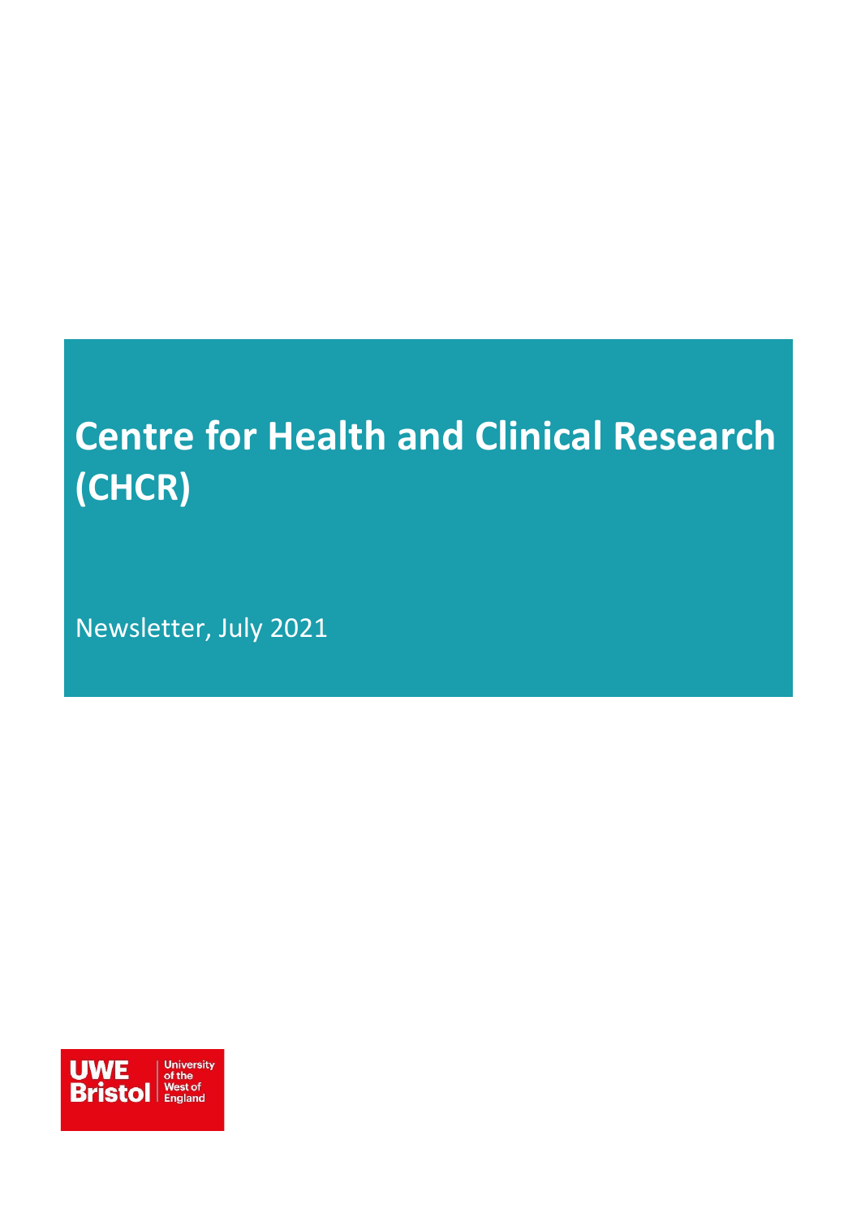# Centre for Health and Clinical Research (CHCR)

Newsletter, July 2021

UWE Bristol | University of the West of England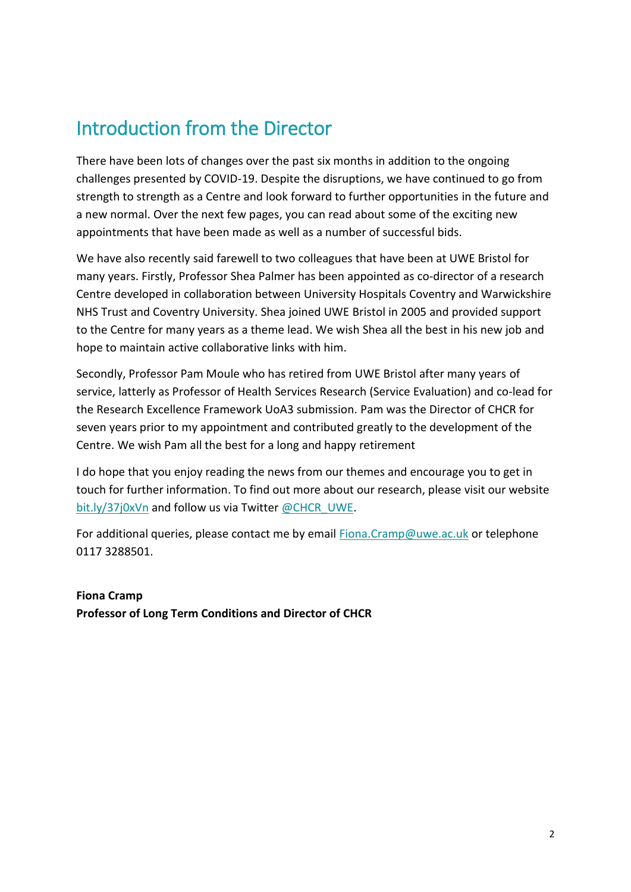# Introduction from the Director

There have been lots of changes over the past six months in addition to the ongoing challenges presented by COVID-19. Despite the disruptions, we have continued to go from strength to strength as a Centre and look forward to further opportunities in the future and a new normal. Over the next few pages, you can read about some of the exciting new appointments that have been made as well as a number of successful bids.

We have also recently said farewell to two colleagues that have been at UWE Bristol for many years. Firstly, Professor Shea Palmer has been appointed as co-director of a research Centre developed in collaboration between University Hospitals Coventry and Warwickshire NHS Trust and Coventry University. Shea joined UWE Bristol in 2005 and provided support to the Centre for many years as a theme lead. We wish Shea all the best in his new job and hope to maintain active collaborative links with him.

Secondly, Professor Pam Moule who has retired from UWE Bristol after many years of service, latterly as Professor of Health Services Research (Service Evaluation) and co-lead for the Research Excellence Framework UoA3 submission. Pam was the Director of CHCR for seven years prior to my appointment and contributed greatly to the development of the Centre. We wish Pam all the best for a long and happy retirement

I do hope that you enjoy reading the news from our themes and encourage you to get in touch for further information. To find out more about our research, please visit our website bit.ly/37j0xVn and follow us via Twitter @CHCR_UWE.

For additional queries, please contact me by email Fiona.Cramp@uwe.ac.uk or telephone 0117 3288501.

**Fiona Cramp**
**Professor of Long Term Conditions and Director of CHCR**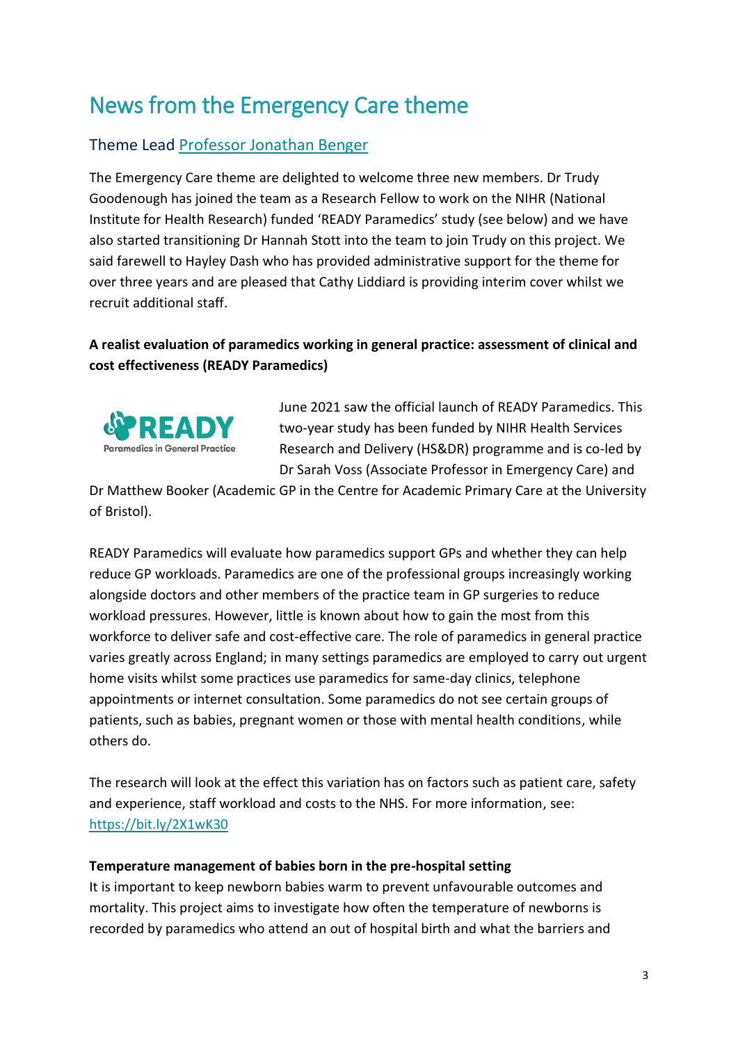# News from the Emergency Care theme

## Theme Lead [Professor Jonathan Benger]

The Emergency Care theme are delighted to welcome three new members. Dr Trudy Goodenough has joined the team as a Research Fellow to work on the NIHR (National Institute for Health Research) funded 'READY Paramedics' study (see below) and we have also started transitioning Dr Hannah Stott into the team to join Trudy on this project. We said farewell to Hayley Dash who has provided administrative support for the theme for over three years and are pleased that Cathy Liddiard is providing interim cover whilst we recruit additional staff.

**A realist evaluation of paramedics working in general practice: assessment of clinical and cost effectiveness (READY Paramedics)**

June 2021 saw the official launch of READY Paramedics. This two-year study has been funded by NIHR Health Services Research and Delivery (HS&DR) programme and is co-led by Dr Sarah Voss (Associate Professor in Emergency Care) and Dr Matthew Booker (Academic GP in the Centre for Academic Primary Care at the University of Bristol).

READY Paramedics will evaluate how paramedics support GPs and whether they can help reduce GP workloads. Paramedics are one of the professional groups increasingly working alongside doctors and other members of the practice team in GP surgeries to reduce workload pressures. However, little is known about how to gain the most from this workforce to deliver safe and cost-effective care. The role of paramedics in general practice varies greatly across England; in many settings paramedics are employed to carry out urgent home visits whilst some practices use paramedics for same-day clinics, telephone appointments or internet consultation. Some paramedics do not see certain groups of patients, such as babies, pregnant women or those with mental health conditions, while others do.

The research will look at the effect this variation has on factors such as patient care, safety and experience, staff workload and costs to the NHS. For more information, see: https://bit.ly/2X1wK30

**Temperature management of babies born in the pre-hospital setting**

It is important to keep newborn babies warm to prevent unfavourable outcomes and mortality. This project aims to investigate how often the temperature of newborns is recorded by paramedics who attend an out of hospital birth and what the barriers and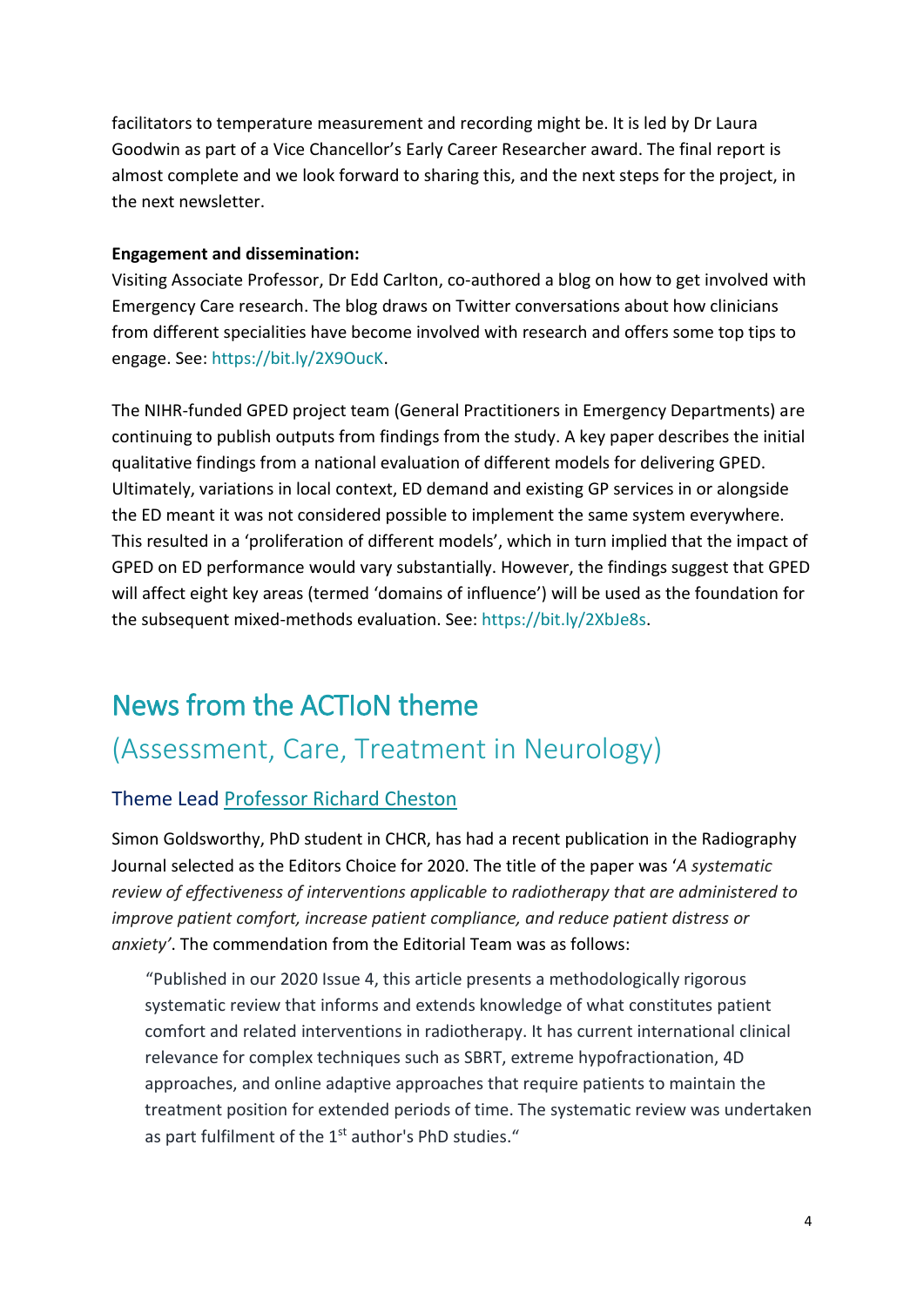facilitators to temperature measurement and recording might be. It is led by Dr Laura Goodwin as part of a Vice Chancellor's Early Career Researcher award. The final report is almost complete and we look forward to sharing this, and the next steps for the project, in the next newsletter.

**Engagement and dissemination:**

Visiting Associate Professor, Dr Edd Carlton, co-authored a blog on how to get involved with Emergency Care research. The blog draws on Twitter conversations about how clinicians from different specialities have become involved with research and offers some top tips to engage. See: https://bit.ly/2X9OucK.

The NIHR-funded GPED project team (General Practitioners in Emergency Departments) are continuing to publish outputs from findings from the study. A key paper describes the initial qualitative findings from a national evaluation of different models for delivering GPED. Ultimately, variations in local context, ED demand and existing GP services in or alongside the ED meant it was not considered possible to implement the same system everywhere. This resulted in a 'proliferation of different models', which in turn implied that the impact of GPED on ED performance would vary substantially. However, the findings suggest that GPED will affect eight key areas (termed 'domains of influence') will be used as the foundation for the subsequent mixed-methods evaluation. See: https://bit.ly/2XbJe8s.

## News from the ACTIoN theme

### (Assessment, Care, Treatment in Neurology)

#### Theme Lead Professor Richard Cheston

Simon Goldsworthy, PhD student in CHCR, has had a recent publication in the Radiography Journal selected as the Editors Choice for 2020. The title of the paper was '*A systematic review of effectiveness of interventions applicable to radiotherapy that are administered to improve patient comfort, increase patient compliance, and reduce patient distress or anxiety*'. The commendation from the Editorial Team was as follows:

> "Published in our 2020 Issue 4, this article presents a methodologically rigorous systematic review that informs and extends knowledge of what constitutes patient comfort and related interventions in radiotherapy. It has current international clinical relevance for complex techniques such as SBRT, extreme hypofractionation, 4D approaches, and online adaptive approaches that require patients to maintain the treatment position for extended periods of time. The systematic review was undertaken as part fulfilment of the 1st author's PhD studies."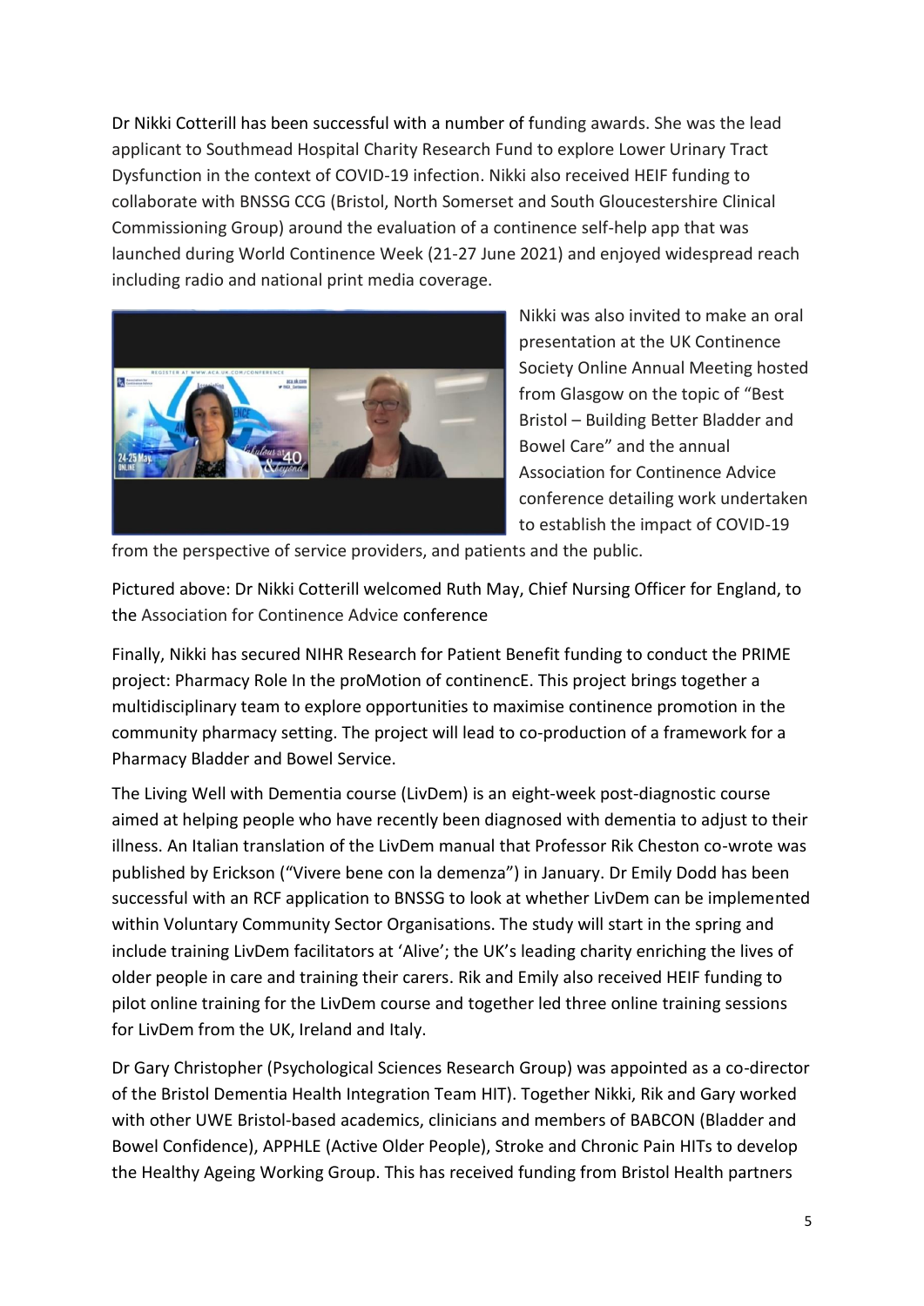Dr Nikki Cotterill has been successful with a number of funding awards. She was the lead applicant to Southmead Hospital Charity Research Fund to explore Lower Urinary Tract Dysfunction in the context of COVID-19 infection. Nikki also received HEIF funding to collaborate with BNSSG CCG (Bristol, North Somerset and South Gloucestershire Clinical Commissioning Group) around the evaluation of a continence self-help app that was launched during World Continence Week (21-27 June 2021) and enjoyed widespread reach including radio and national print media coverage.

Nikki was also invited to make an oral presentation at the UK Continence Society Online Annual Meeting hosted from Glasgow on the topic of "Best Bristol – Building Better Bladder and Bowel Care" and the annual Association for Continence Advice conference detailing work undertaken to establish the impact of COVID-19 from the perspective of service providers, and patients and the public.

Pictured above: Dr Nikki Cotterill welcomed Ruth May, Chief Nursing Officer for England, to the Association for Continence Advice conference

Finally, Nikki has secured NIHR Research for Patient Benefit funding to conduct the PRIME project: Pharmacy Role In the proMotion of continencE. This project brings together a multidisciplinary team to explore opportunities to maximise continence promotion in the community pharmacy setting. The project will lead to co-production of a framework for a Pharmacy Bladder and Bowel Service.

The Living Well with Dementia course (LivDem) is an eight-week post-diagnostic course aimed at helping people who have recently been diagnosed with dementia to adjust to their illness. An Italian translation of the LivDem manual that Professor Rik Cheston co-wrote was published by Erickson ("Vivere bene con la demenza") in January. Dr Emily Dodd has been successful with an RCF application to BNSSG to look at whether LivDem can be implemented within Voluntary Community Sector Organisations. The study will start in the spring and include training LivDem facilitators at 'Alive'; the UK's leading charity enriching the lives of older people in care and training their carers. Rik and Emily also received HEIF funding to pilot online training for the LivDem course and together led three online training sessions for LivDem from the UK, Ireland and Italy.

Dr Gary Christopher (Psychological Sciences Research Group) was appointed as a co-director of the Bristol Dementia Health Integration Team HIT). Together Nikki, Rik and Gary worked with other UWE Bristol-based academics, clinicians and members of BABCON (Bladder and Bowel Confidence), APPHLE (Active Older People), Stroke and Chronic Pain HITs to develop the Healthy Ageing Working Group. This has received funding from Bristol Health partners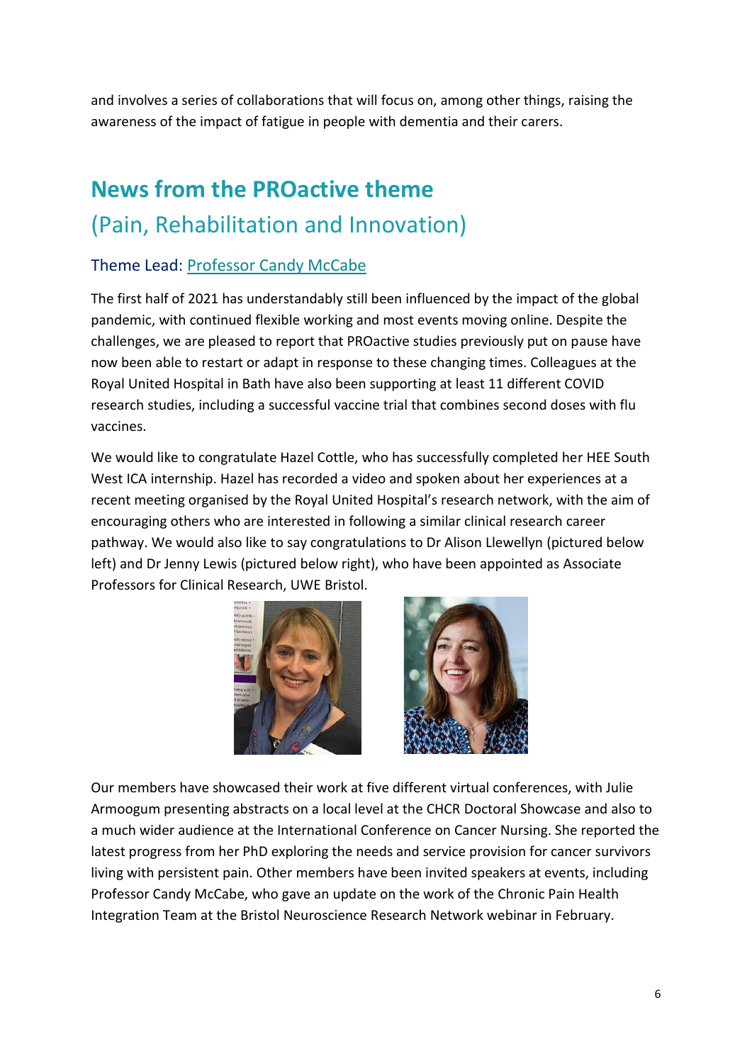and involves a series of collaborations that will focus on, among other things, raising the awareness of the impact of fatigue in people with dementia and their carers.

## News from the PROactive theme
(Pain, Rehabilitation and Innovation)

### Theme Lead: Professor Candy McCabe

The first half of 2021 has understandably still been influenced by the impact of the global pandemic, with continued flexible working and most events moving online. Despite the challenges, we are pleased to report that PROactive studies previously put on pause have now been able to restart or adapt in response to these changing times. Colleagues at the Royal United Hospital in Bath have also been supporting at least 11 different COVID research studies, including a successful vaccine trial that combines second doses with flu vaccines.

We would like to congratulate Hazel Cottle, who has successfully completed her HEE South West ICA internship. Hazel has recorded a video and spoken about her experiences at a recent meeting organised by the Royal United Hospital's research network, with the aim of encouraging others who are interested in following a similar clinical research career pathway. We would also like to say congratulations to Dr Alison Llewellyn (pictured below left) and Dr Jenny Lewis (pictured below right), who have been appointed as Associate Professors for Clinical Research, UWE Bristol.

Our members have showcased their work at five different virtual conferences, with Julie Armoogum presenting abstracts on a local level at the CHCR Doctoral Showcase and also to a much wider audience at the International Conference on Cancer Nursing. She reported the latest progress from her PhD exploring the needs and service provision for cancer survivors living with persistent pain. Other members have been invited speakers at events, including Professor Candy McCabe, who gave an update on the work of the Chronic Pain Health Integration Team at the Bristol Neuroscience Research Network webinar in February.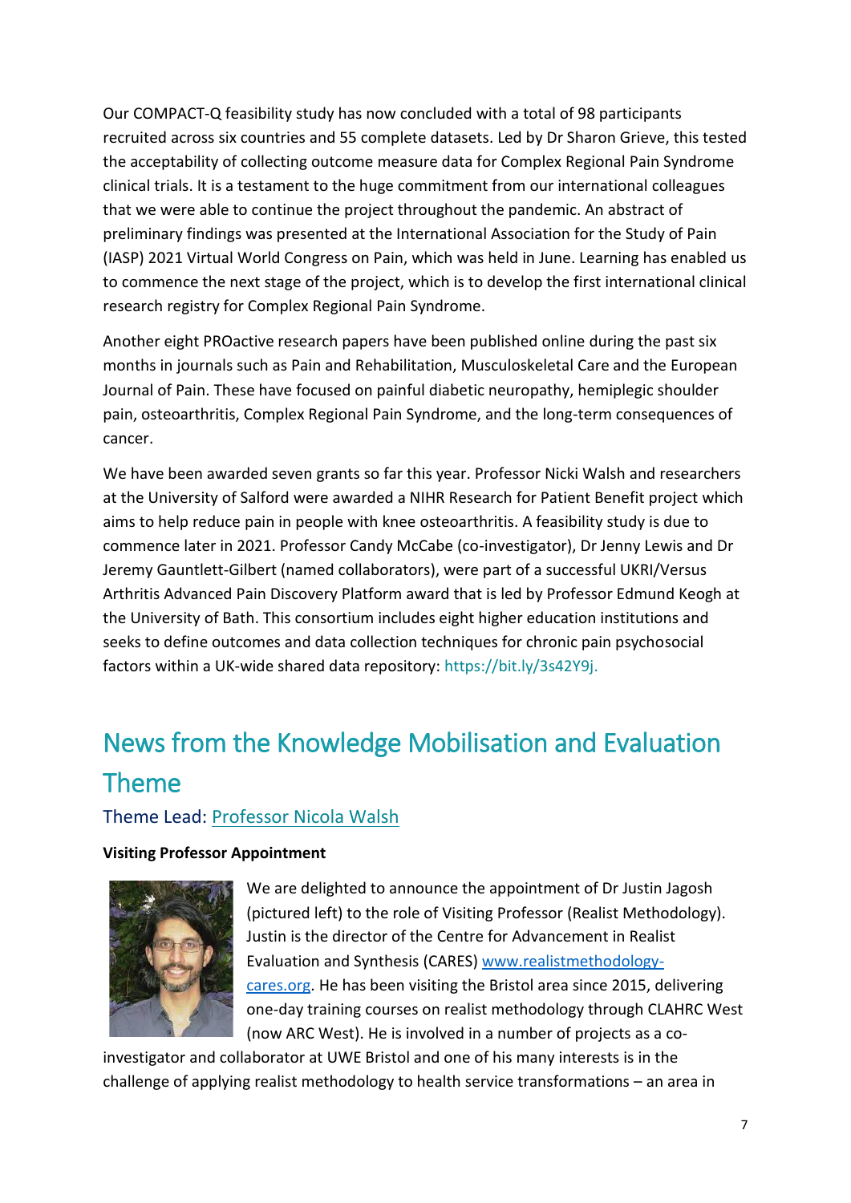Our COMPACT-Q feasibility study has now concluded with a total of 98 participants recruited across six countries and 55 complete datasets. Led by Dr Sharon Grieve, this tested the acceptability of collecting outcome measure data for Complex Regional Pain Syndrome clinical trials. It is a testament to the huge commitment from our international colleagues that we were able to continue the project throughout the pandemic. An abstract of preliminary findings was presented at the International Association for the Study of Pain (IASP) 2021 Virtual World Congress on Pain, which was held in June. Learning has enabled us to commence the next stage of the project, which is to develop the first international clinical research registry for Complex Regional Pain Syndrome.

Another eight PROactive research papers have been published online during the past six months in journals such as Pain and Rehabilitation, Musculoskeletal Care and the European Journal of Pain. These have focused on painful diabetic neuropathy, hemiplegic shoulder pain, osteoarthritis, Complex Regional Pain Syndrome, and the long-term consequences of cancer.

We have been awarded seven grants so far this year. Professor Nicki Walsh and researchers at the University of Salford were awarded a NIHR Research for Patient Benefit project which aims to help reduce pain in people with knee osteoarthritis. A feasibility study is due to commence later in 2021. Professor Candy McCabe (co-investigator), Dr Jenny Lewis and Dr Jeremy Gauntlett-Gilbert (named collaborators), were part of a successful UKRI/Versus Arthritis Advanced Pain Discovery Platform award that is led by Professor Edmund Keogh at the University of Bath. This consortium includes eight higher education institutions and seeks to define outcomes and data collection techniques for chronic pain psychosocial factors within a UK-wide shared data repository: https://bit.ly/3s42Y9j.

## News from the Knowledge Mobilisation and Evaluation Theme

### Theme Lead: Professor Nicola Walsh

**Visiting Professor Appointment**

We are delighted to announce the appointment of Dr Justin Jagosh (pictured left) to the role of Visiting Professor (Realist Methodology). Justin is the director of the Centre for Advancement in Realist Evaluation and Synthesis (CARES) www.realistmethodology-cares.org. He has been visiting the Bristol area since 2015, delivering one-day training courses on realist methodology through CLAHRC West (now ARC West). He is involved in a number of projects as a co-investigator and collaborator at UWE Bristol and one of his many interests is in the challenge of applying realist methodology to health service transformations – an area in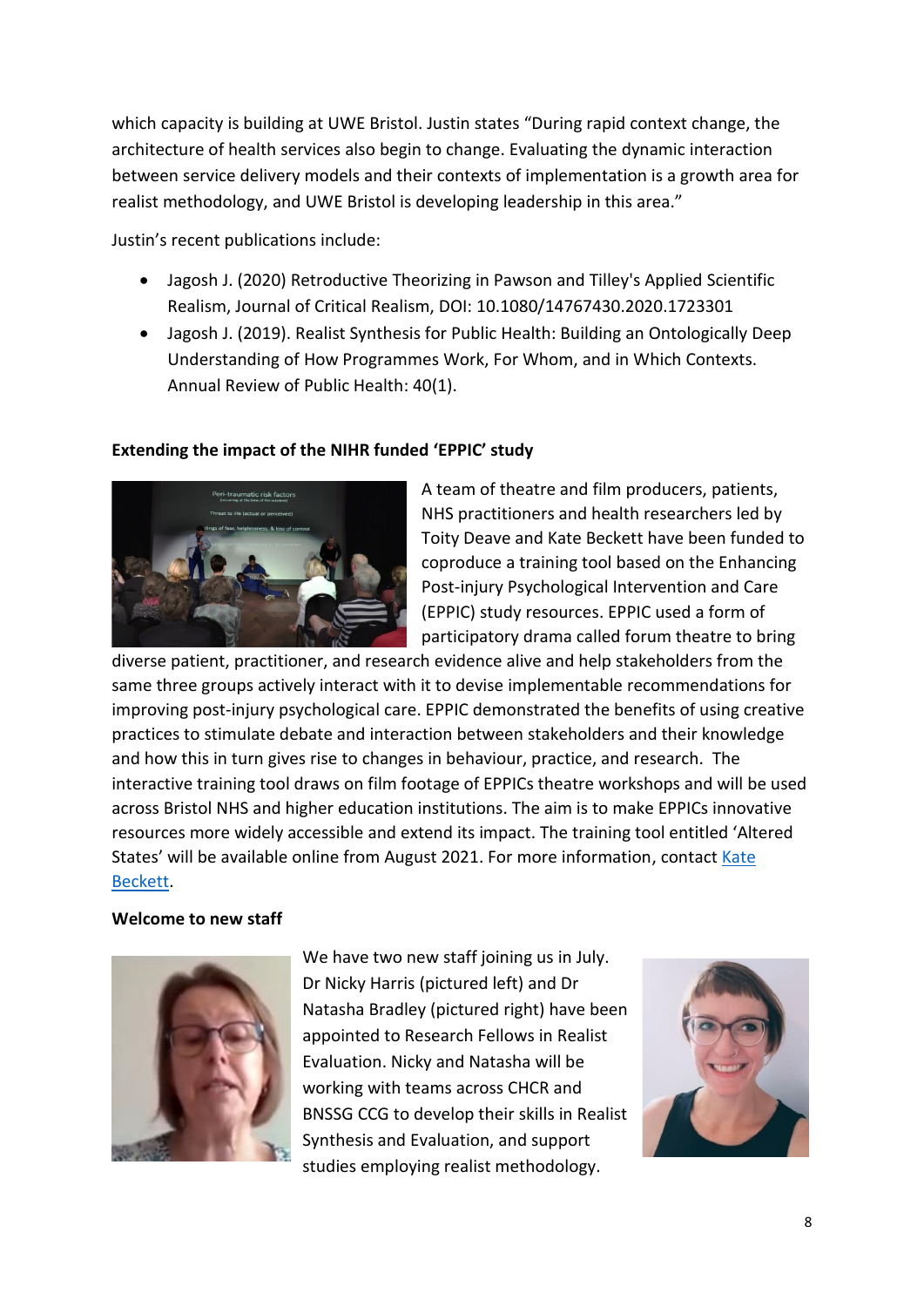which capacity is building at UWE Bristol. Justin states "During rapid context change, the architecture of health services also begin to change. Evaluating the dynamic interaction between service delivery models and their contexts of implementation is a growth area for realist methodology, and UWE Bristol is developing leadership in this area."

Justin's recent publications include:

- Jagosh J. (2020) Retroductive Theorizing in Pawson and Tilley's Applied Scientific Realism, Journal of Critical Realism, DOI: 10.1080/14767430.2020.1723301
- Jagosh J. (2019). Realist Synthesis for Public Health: Building an Ontologically Deep Understanding of How Programmes Work, For Whom, and in Which Contexts. Annual Review of Public Health: 40(1).

**Extending the impact of the NIHR funded 'EPPIC' study**

A team of theatre and film producers, patients, NHS practitioners and health researchers led by Toity Deave and Kate Beckett have been funded to coproduce a training tool based on the Enhancing Post-injury Psychological Intervention and Care (EPPIC) study resources. EPPIC used a form of participatory drama called forum theatre to bring diverse patient, practitioner, and research evidence alive and help stakeholders from the same three groups actively interact with it to devise implementable recommendations for improving post-injury psychological care. EPPIC demonstrated the benefits of using creative practices to stimulate debate and interaction between stakeholders and their knowledge and how this in turn gives rise to changes in behaviour, practice, and research. The interactive training tool draws on film footage of EPPICs theatre workshops and will be used across Bristol NHS and higher education institutions. The aim is to make EPPICs innovative resources more widely accessible and extend its impact. The training tool entitled 'Altered States' will be available online from August 2021. For more information, contact Kate Beckett.

**Welcome to new staff**

We have two new staff joining us in July. Dr Nicky Harris (pictured left) and Dr Natasha Bradley (pictured right) have been appointed to Research Fellows in Realist Evaluation. Nicky and Natasha will be working with teams across CHCR and BNSSG CCG to develop their skills in Realist Synthesis and Evaluation, and support studies employing realist methodology.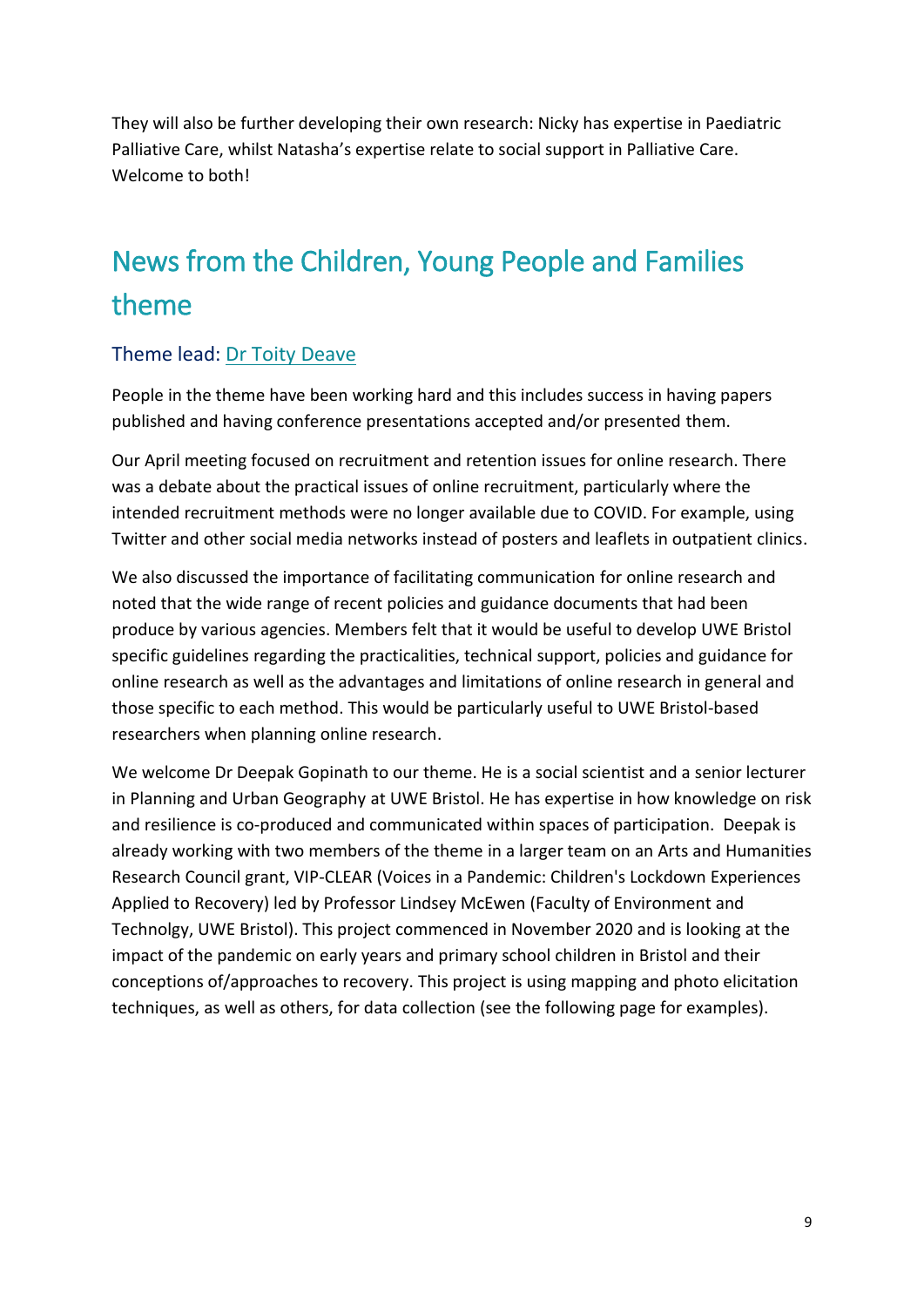They will also be further developing their own research: Nicky has expertise in Paediatric Palliative Care, whilst Natasha's expertise relate to social support in Palliative Care. Welcome to both!

## News from the Children, Young People and Families theme

### Theme lead: [Dr Toity Deave]

People in the theme have been working hard and this includes success in having papers published and having conference presentations accepted and/or presented them.

Our April meeting focused on recruitment and retention issues for online research. There was a debate about the practical issues of online recruitment, particularly where the intended recruitment methods were no longer available due to COVID. For example, using Twitter and other social media networks instead of posters and leaflets in outpatient clinics.

We also discussed the importance of facilitating communication for online research and noted that the wide range of recent policies and guidance documents that had been produce by various agencies. Members felt that it would be useful to develop UWE Bristol specific guidelines regarding the practicalities, technical support, policies and guidance for online research as well as the advantages and limitations of online research in general and those specific to each method. This would be particularly useful to UWE Bristol-based researchers when planning online research.

We welcome Dr Deepak Gopinath to our theme. He is a social scientist and a senior lecturer in Planning and Urban Geography at UWE Bristol. He has expertise in how knowledge on risk and resilience is co-produced and communicated within spaces of participation. Deepak is already working with two members of the theme in a larger team on an Arts and Humanities Research Council grant, VIP-CLEAR (Voices in a Pandemic: Children's Lockdown Experiences Applied to Recovery) led by Professor Lindsey McEwen (Faculty of Environment and Technolgy, UWE Bristol). This project commenced in November 2020 and is looking at the impact of the pandemic on early years and primary school children in Bristol and their conceptions of/approaches to recovery. This project is using mapping and photo elicitation techniques, as well as others, for data collection (see the following page for examples).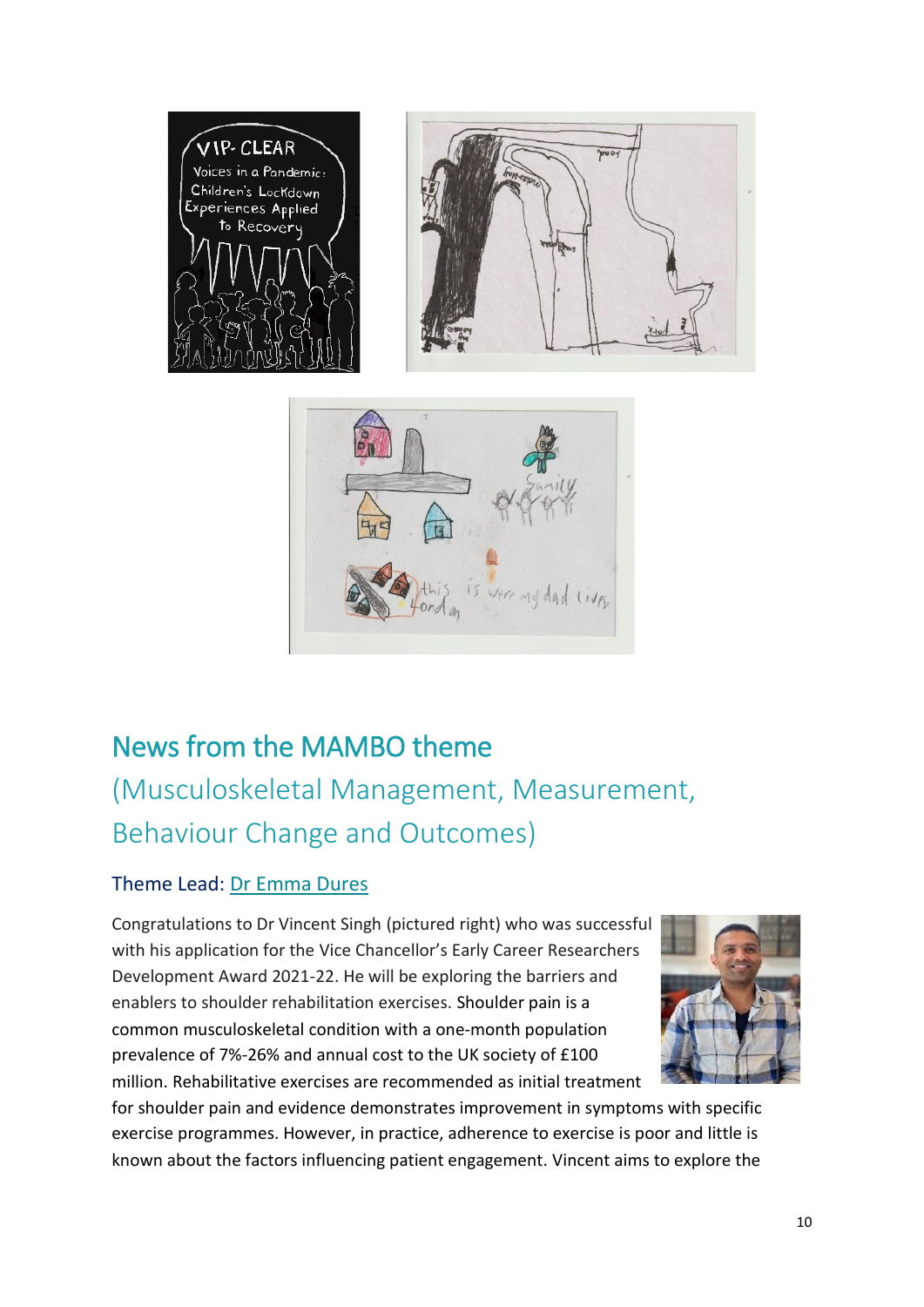## News from the MAMBO theme

(Musculoskeletal Management, Measurement, Behaviour Change and Outcomes)

### Theme Lead: Dr Emma Dures

Congratulations to Dr Vincent Singh (pictured right) who was successful with his application for the Vice Chancellor's Early Career Researchers Development Award 2021-22. He will be exploring the barriers and enablers to shoulder rehabilitation exercises. Shoulder pain is a common musculoskeletal condition with a one-month population prevalence of 7%-26% and annual cost to the UK society of £100 million. Rehabilitative exercises are recommended as initial treatment for shoulder pain and evidence demonstrates improvement in symptoms with specific exercise programmes. However, in practice, adherence to exercise is poor and little is known about the factors influencing patient engagement. Vincent aims to explore the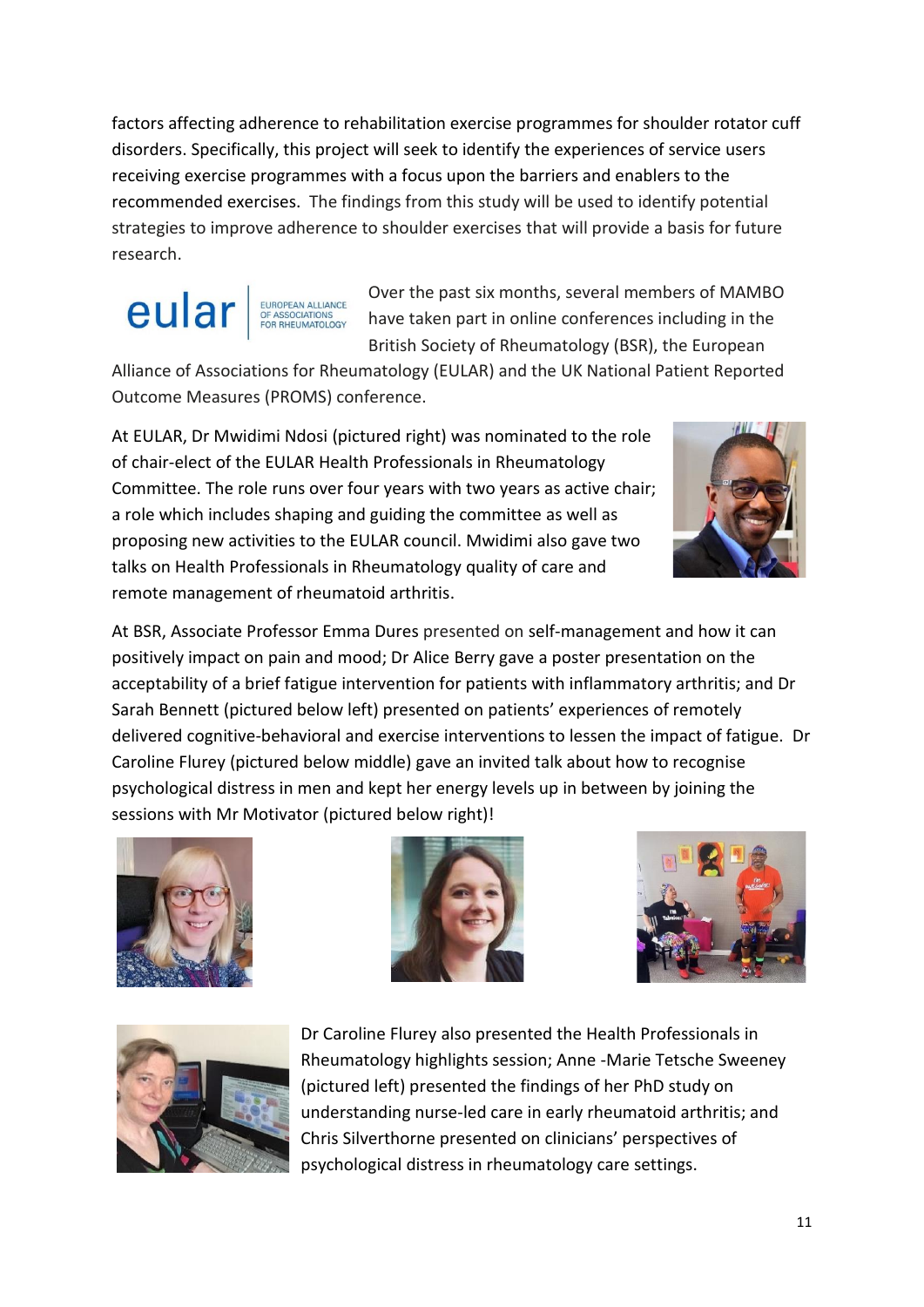factors affecting adherence to rehabilitation exercise programmes for shoulder rotator cuff disorders. Specifically, this project will seek to identify the experiences of service users receiving exercise programmes with a focus upon the barriers and enablers to the recommended exercises. The findings from this study will be used to identify potential strategies to improve adherence to shoulder exercises that will provide a basis for future research.

Over the past six months, several members of MAMBO have taken part in online conferences including in the British Society of Rheumatology (BSR), the European Alliance of Associations for Rheumatology (EULAR) and the UK National Patient Reported Outcome Measures (PROMS) conference.

At EULAR, Dr Mwidimi Ndosi (pictured right) was nominated to the role of chair-elect of the EULAR Health Professionals in Rheumatology Committee. The role runs over four years with two years as active chair; a role which includes shaping and guiding the committee as well as proposing new activities to the EULAR council. Mwidimi also gave two talks on Health Professionals in Rheumatology quality of care and remote management of rheumatoid arthritis.

At BSR, Associate Professor Emma Dures presented on self-management and how it can positively impact on pain and mood; Dr Alice Berry gave a poster presentation on the acceptability of a brief fatigue intervention for patients with inflammatory arthritis; and Dr Sarah Bennett (pictured below left) presented on patients' experiences of remotely delivered cognitive-behavioral and exercise interventions to lessen the impact of fatigue. Dr Caroline Flurey (pictured below middle) gave an invited talk about how to recognise psychological distress in men and kept her energy levels up in between by joining the sessions with Mr Motivator (pictured below right)!

Dr Caroline Flurey also presented the Health Professionals in Rheumatology highlights session; Anne -Marie Tetsche Sweeney (pictured left) presented the findings of her PhD study on understanding nurse-led care in early rheumatoid arthritis; and Chris Silverthorne presented on clinicians' perspectives of psychological distress in rheumatology care settings.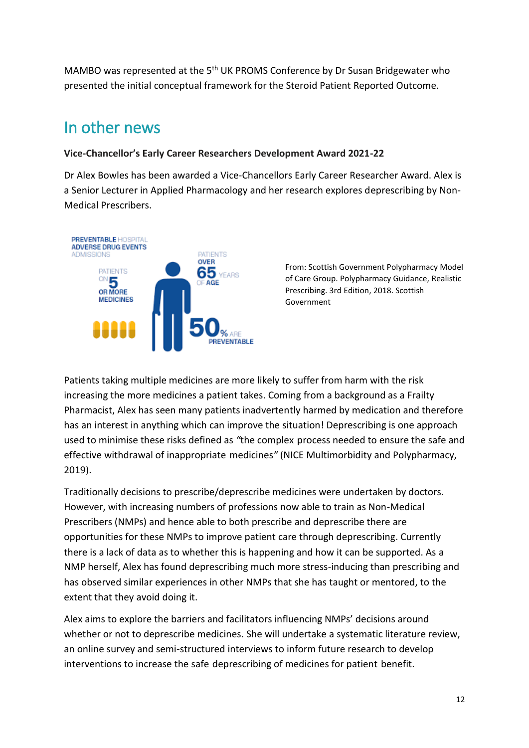MAMBO was represented at the 5th UK PROMS Conference by Dr Susan Bridgewater who presented the initial conceptual framework for the Steroid Patient Reported Outcome.

## In other news

**Vice-Chancellor's Early Career Researchers Development Award 2021-22**

Dr Alex Bowles has been awarded a Vice-Chancellors Early Career Researcher Award. Alex is a Senior Lecturer in Applied Pharmacology and her research explores deprescribing by Non-Medical Prescribers.

PREVENTABLE HOSPITAL ADVERSE DRUG EVENTS ADMISSIONS

PATIENTS ON 5 OR MORE MEDICINES

PATIENTS OVER 65 YEARS OF AGE

50% ARE PREVENTABLE

From: Scottish Government Polypharmacy Model of Care Group. Polypharmacy Guidance, Realistic Prescribing. 3rd Edition, 2018. Scottish Government

Patients taking multiple medicines are more likely to suffer from harm with the risk increasing the more medicines a patient takes. Coming from a background as a Frailty Pharmacist, Alex has seen many patients inadvertently harmed by medication and therefore has an interest in anything which can improve the situation! Deprescribing is one approach used to minimise these risks defined as *"the complex process needed to ensure the safe and effective withdrawal of inappropriate medicines"* (NICE Multimorbidity and Polypharmacy, 2019).

Traditionally decisions to prescribe/deprescribe medicines were undertaken by doctors. However, with increasing numbers of professions now able to train as Non-Medical Prescribers (NMPs) and hence able to both prescribe and deprescribe there are opportunities for these NMPs to improve patient care through deprescribing. Currently there is a lack of data as to whether this is happening and how it can be supported. As a NMP herself, Alex has found deprescribing much more stress-inducing than prescribing and has observed similar experiences in other NMPs that she has taught or mentored, to the extent that they avoid doing it.

Alex aims to explore the barriers and facilitators influencing NMPs' decisions around whether or not to deprescribe medicines. She will undertake a systematic literature review, an online survey and semi-structured interviews to inform future research to develop interventions to increase the safe deprescribing of medicines for patient benefit.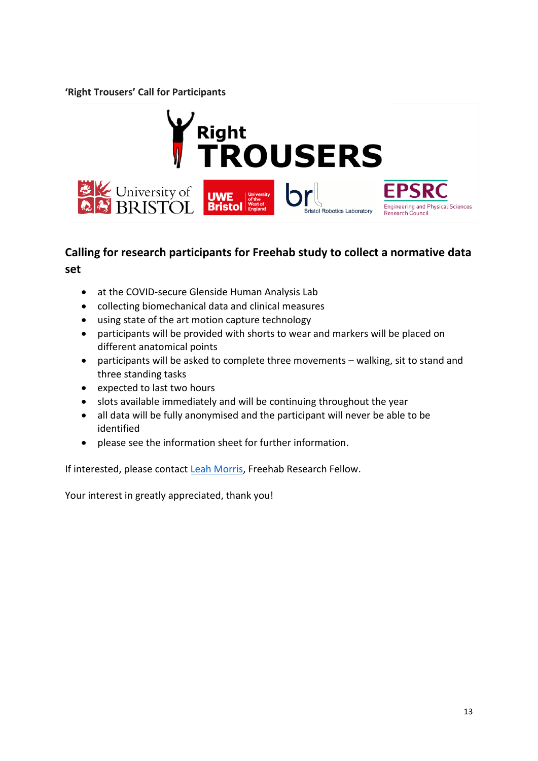**'Right Trousers' Call for Participants**

## Calling for research participants for Freehab study to collect a normative data set

- at the COVID-secure Glenside Human Analysis Lab
- collecting biomechanical data and clinical measures
- using state of the art motion capture technology
- participants will be provided with shorts to wear and markers will be placed on different anatomical points
- participants will be asked to complete three movements – walking, sit to stand and three standing tasks
- expected to last two hours
- slots available immediately and will be continuing throughout the year
- all data will be fully anonymised and the participant will never be able to be identified
- please see the information sheet for further information.

If interested, please contact Leah Morris, Freehab Research Fellow.

Your interest in greatly appreciated, thank you!